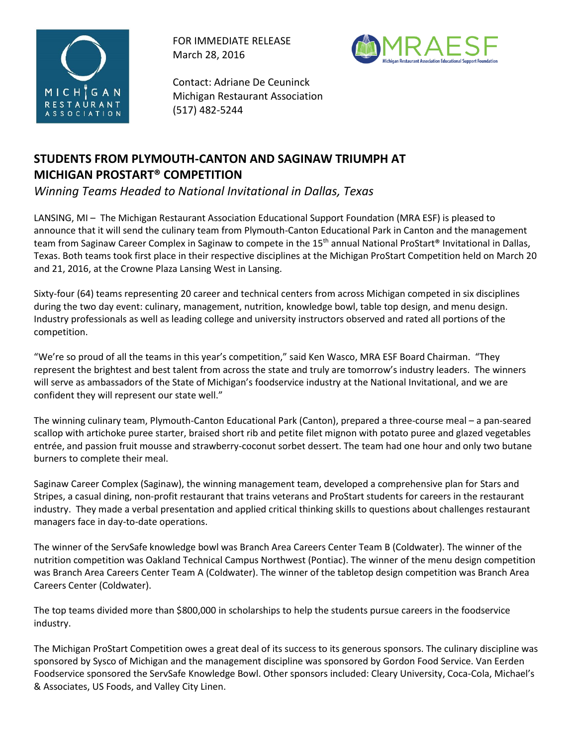FOR IMMEDIATE RELEASE
March 28, 2016

Contact: Adriane De Ceuninck
Michigan Restaurant Association
(517) 482-5244

# STUDENTS FROM PLYMOUTH-CANTON AND SAGINAW TRIUMPH AT MICHIGAN PROSTART® COMPETITION

*Winning Teams Headed to National Invitational in Dallas, Texas*

LANSING, MI – The Michigan Restaurant Association Educational Support Foundation (MRA ESF) is pleased to announce that it will send the culinary team from Plymouth-Canton Educational Park in Canton and the management team from Saginaw Career Complex in Saginaw to compete in the 15th annual National ProStart® Invitational in Dallas, Texas. Both teams took first place in their respective disciplines at the Michigan ProStart Competition held on March 20 and 21, 2016, at the Crowne Plaza Lansing West in Lansing.

Sixty-four (64) teams representing 20 career and technical centers from across Michigan competed in six disciplines during the two day event: culinary, management, nutrition, knowledge bowl, table top design, and menu design. Industry professionals as well as leading college and university instructors observed and rated all portions of the competition.

"We're so proud of all the teams in this year's competition," said Ken Wasco, MRA ESF Board Chairman. "They represent the brightest and best talent from across the state and truly are tomorrow's industry leaders. The winners will serve as ambassadors of the State of Michigan's foodservice industry at the National Invitational, and we are confident they will represent our state well."

The winning culinary team, Plymouth-Canton Educational Park (Canton), prepared a three-course meal – a pan-seared scallop with artichoke puree starter, braised short rib and petite filet mignon with potato puree and glazed vegetables entrée, and passion fruit mousse and strawberry-coconut sorbet dessert. The team had one hour and only two butane burners to complete their meal.

Saginaw Career Complex (Saginaw), the winning management team, developed a comprehensive plan for Stars and Stripes, a casual dining, non-profit restaurant that trains veterans and ProStart students for careers in the restaurant industry. They made a verbal presentation and applied critical thinking skills to questions about challenges restaurant managers face in day-to-date operations.

The winner of the ServSafe knowledge bowl was Branch Area Careers Center Team B (Coldwater). The winner of the nutrition competition was Oakland Technical Campus Northwest (Pontiac). The winner of the menu design competition was Branch Area Careers Center Team A (Coldwater). The winner of the tabletop design competition was Branch Area Careers Center (Coldwater).

The top teams divided more than $800,000 in scholarships to help the students pursue careers in the foodservice industry.

The Michigan ProStart Competition owes a great deal of its success to its generous sponsors. The culinary discipline was sponsored by Sysco of Michigan and the management discipline was sponsored by Gordon Food Service. Van Eerden Foodservice sponsored the ServSafe Knowledge Bowl. Other sponsors included: Cleary University, Coca-Cola, Michael's & Associates, US Foods, and Valley City Linen.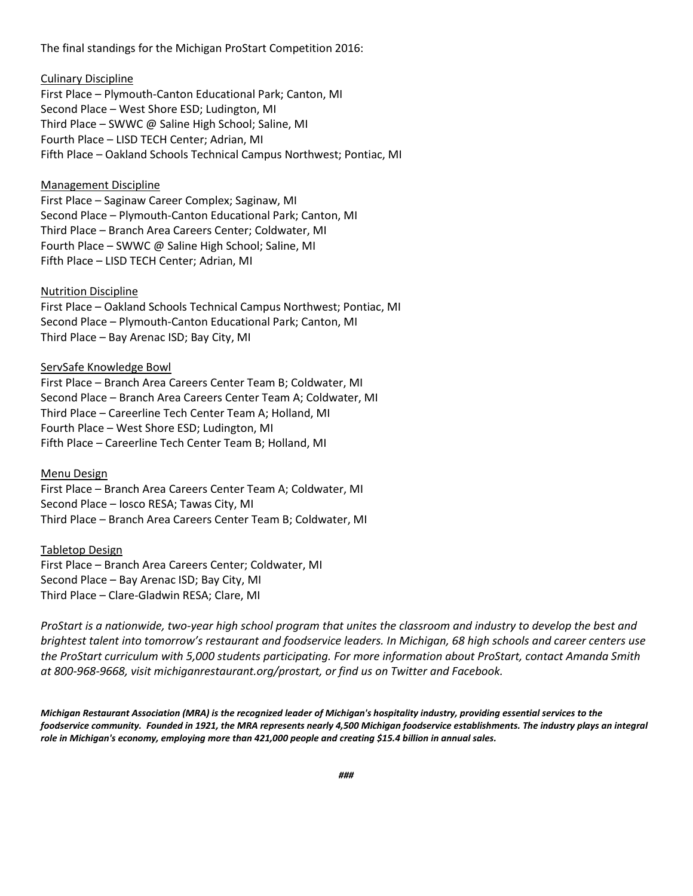The final standings for the Michigan ProStart Competition 2016:

Culinary Discipline

First Place – Plymouth-Canton Educational Park; Canton, MI
Second Place – West Shore ESD; Ludington, MI
Third Place – SWWC @ Saline High School; Saline, MI
Fourth Place – LISD TECH Center; Adrian, MI
Fifth Place – Oakland Schools Technical Campus Northwest; Pontiac, MI

Management Discipline

First Place – Saginaw Career Complex; Saginaw, MI
Second Place – Plymouth-Canton Educational Park; Canton, MI
Third Place – Branch Area Careers Center; Coldwater, MI
Fourth Place – SWWC @ Saline High School; Saline, MI
Fifth Place – LISD TECH Center; Adrian, MI

Nutrition Discipline

First Place – Oakland Schools Technical Campus Northwest; Pontiac, MI
Second Place – Plymouth-Canton Educational Park; Canton, MI
Third Place – Bay Arenac ISD; Bay City, MI

ServSafe Knowledge Bowl

First Place – Branch Area Careers Center Team B; Coldwater, MI
Second Place – Branch Area Careers Center Team A; Coldwater, MI
Third Place – Careerline Tech Center Team A; Holland, MI
Fourth Place – West Shore ESD; Ludington, MI
Fifth Place – Careerline Tech Center Team B; Holland, MI

Menu Design

First Place – Branch Area Careers Center Team A; Coldwater, MI
Second Place – Iosco RESA; Tawas City, MI
Third Place – Branch Area Careers Center Team B; Coldwater, MI

Tabletop Design

First Place – Branch Area Careers Center; Coldwater, MI
Second Place – Bay Arenac ISD; Bay City, MI
Third Place – Clare-Gladwin RESA; Clare, MI

*ProStart is a nationwide, two-year high school program that unites the classroom and industry to develop the best and brightest talent into tomorrow's restaurant and foodservice leaders. In Michigan, 68 high schools and career centers use the ProStart curriculum with 5,000 students participating. For more information about ProStart, contact Amanda Smith at 800-968-9668, visit michiganrestaurant.org/prostart, or find us on Twitter and Facebook.*

***Michigan Restaurant Association (MRA) is the recognized leader of Michigan's hospitality industry, providing essential services to the foodservice community. Founded in 1921, the MRA represents nearly 4,500 Michigan foodservice establishments. The industry plays an integral role in Michigan's economy, employing more than 421,000 people and creating $15.4 billion in annual sales.***

***###***